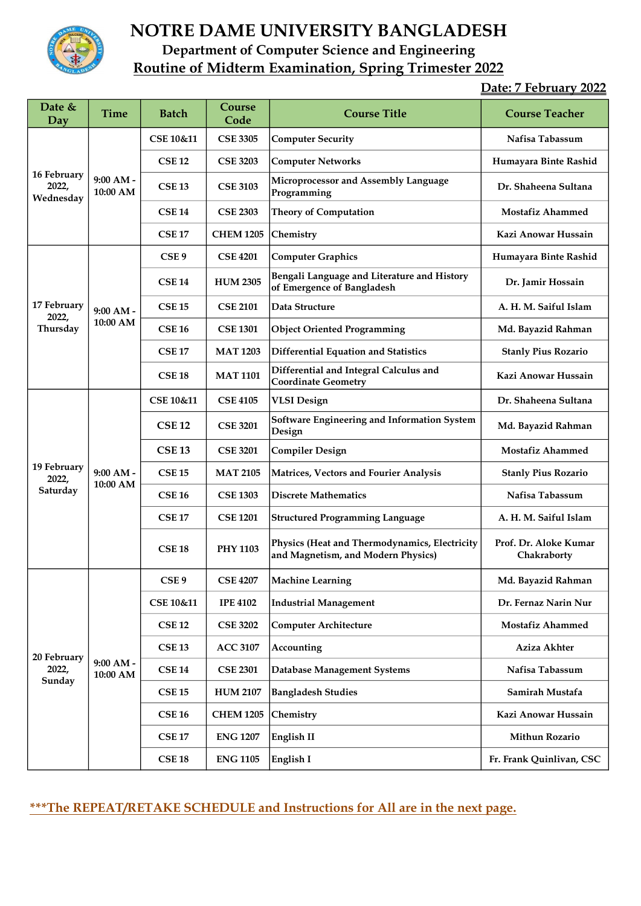# NOTRE DAME UNIVERSITY BANGLADESH

## Department of Computer Science and Engineering

## Routine of Midterm Examination, Spring Trimester 2022

**Date: 7 February 2022**

| Date & Day | Time | Batch | Course Code | Course Title | Course Teacher |
|---|---|---|---|---|---|
| 16 February 2022, Wednesday | 9:00 AM - 10:00 AM | CSE 10&11 | CSE 3305 | Computer Security | Nafisa Tabassum |
| | | CSE 12 | CSE 3203 | Computer Networks | Humayara Binte Rashid |
| | | CSE 13 | CSE 3103 | Microprocessor and Assembly Language Programming | Dr. Shaheena Sultana |
| | | CSE 14 | CSE 2303 | Theory of Computation | Mostafiz Ahammed |
| | | CSE 17 | CHEM 1205 | Chemistry | Kazi Anowar Hussain |
| 17 February 2022, Thursday | 9:00 AM - 10:00 AM | CSE 9 | CSE 4201 | Computer Graphics | Humayara Binte Rashid |
| | | CSE 14 | HUM 2305 | Bengali Language and Literature and History of Emergence of Bangladesh | Dr. Jamir Hossain |
| | | CSE 15 | CSE 2101 | Data Structure | A. H. M. Saiful Islam |
| | | CSE 16 | CSE 1301 | Object Oriented Programming | Md. Bayazid Rahman |
| | | CSE 17 | MAT 1203 | Differential Equation and Statistics | Stanly Pius Rozario |
| | | CSE 18 | MAT 1101 | Differential and Integral Calculus and Coordinate Geometry | Kazi Anowar Hussain |
| 19 February 2022, Saturday | 9:00 AM - 10:00 AM | CSE 10&11 | CSE 4105 | VLSI Design | Dr. Shaheena Sultana |
| | | CSE 12 | CSE 3201 | Software Engineering and Information System Design | Md. Bayazid Rahman |
| | | CSE 13 | CSE 3201 | Compiler Design | Mostafiz Ahammed |
| | | CSE 15 | MAT 2105 | Matrices, Vectors and Fourier Analysis | Stanly Pius Rozario |
| | | CSE 16 | CSE 1303 | Discrete Mathematics | Nafisa Tabassum |
| | | CSE 17 | CSE 1201 | Structured Programming Language | A. H. M. Saiful Islam |
| | | CSE 18 | PHY 1103 | Physics (Heat and Thermodynamics, Electricity and Magnetism, and Modern Physics) | Prof. Dr. Aloke Kumar Chakraborty |
| 20 February 2022, Sunday | 9:00 AM - 10:00 AM | CSE 9 | CSE 4207 | Machine Learning | Md. Bayazid Rahman |
| | | CSE 10&11 | IPE 4102 | Industrial Management | Dr. Fernaz Narin Nur |
| | | CSE 12 | CSE 3202 | Computer Architecture | Mostafiz Ahammed |
| | | CSE 13 | ACC 3107 | Accounting | Aziza Akhter |
| | | CSE 14 | CSE 2301 | Database Management Systems | Nafisa Tabassum |
| | | CSE 15 | HUM 2107 | Bangladesh Studies | Samirah Mustafa |
| | | CSE 16 | CHEM 1205 | Chemistry | Kazi Anowar Hussain |
| | | CSE 17 | ENG 1207 | English II | Mithun Rozario |
| | | CSE 18 | ENG 1105 | English I | Fr. Frank Quinlivan, CSC |

**\*\*\*The REPEAT/RETAKE SCHEDULE and Instructions for All are in the next page.**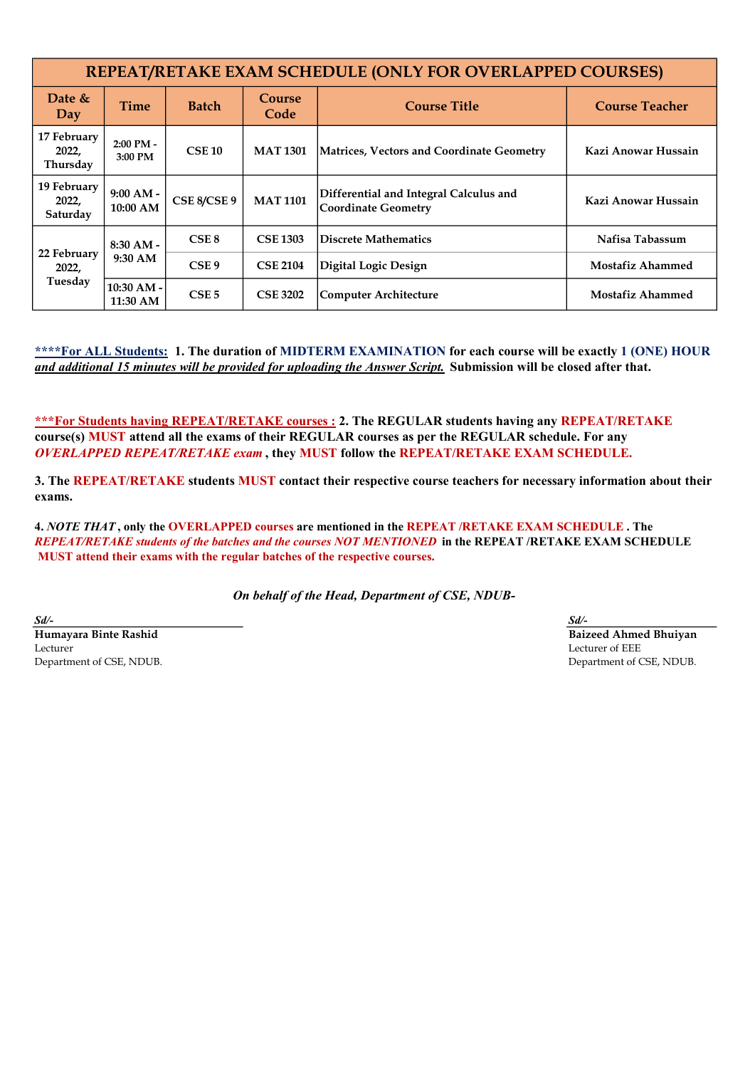| REPEAT/RETAKE EXAM SCHEDULE (ONLY FOR OVERLAPPED COURSES) | | | | | |
|---|---|---|---|---|---|
| **Date & Day** | **Time** | **Batch** | **Course Code** | **Course Title** | **Course Teacher** |
| 17 February 2022, Thursday | 2:00 PM - 3:00 PM | CSE 10 | MAT 1301 | Matrices, Vectors and Coordinate Geometry | Kazi Anowar Hussain |
| 19 February 2022, Saturday | 9:00 AM - 10:00 AM | CSE 8/CSE 9 | MAT 1101 | Differential and Integral Calculus and Coordinate Geometry | Kazi Anowar Hussain |
| 22 February 2022, Tuesday | 8:30 AM - 9:30 AM | CSE 8 | CSE 1303 | Discrete Mathematics | Nafisa Tabassum |
| | | CSE 9 | CSE 2104 | Digital Logic Design | Mostafiz Ahammed |
| | 10:30 AM - 11:30 AM | CSE 5 | CSE 3202 | Computer Architecture | Mostafiz Ahammed |

**<u>\*\*\*\*For ALL Students:</u> 1. The duration of MIDTERM EXAMINATION for each course will be exactly 1 (ONE) HOUR *<u>and additional 15 minutes will be provided for uploading the Answer Script.</u>* Submission will be closed after that.**

**<u>\*\*\*For Students having REPEAT/RETAKE courses :</u> 2. The REGULAR students having any REPEAT/RETAKE course(s) MUST attend all the exams of their REGULAR courses as per the REGULAR schedule. For any *OVERLAPPED REPEAT/RETAKE exam* , they MUST follow the REPEAT/RETAKE EXAM SCHEDULE.**

**3. The REPEAT/RETAKE students MUST contact their respective course teachers for necessary information about their exams.**

**4. *NOTE THAT* , only the OVERLAPPED courses are mentioned in the REPEAT /RETAKE EXAM SCHEDULE . The *REPEAT/RETAKE students of the batches and the courses NOT MENTIONED* in the REPEAT /RETAKE EXAM SCHEDULE MUST attend their exams with the regular batches of the respective courses.**

***On behalf of the Head, Department of CSE, NDUB-***

*Sd/-*
**Humayara Binte Rashid**
Lecturer
Department of CSE, NDUB.

*Sd/-*
**Baizeed Ahmed Bhuiyan**
Lecturer of EEE
Department of CSE, NDUB.